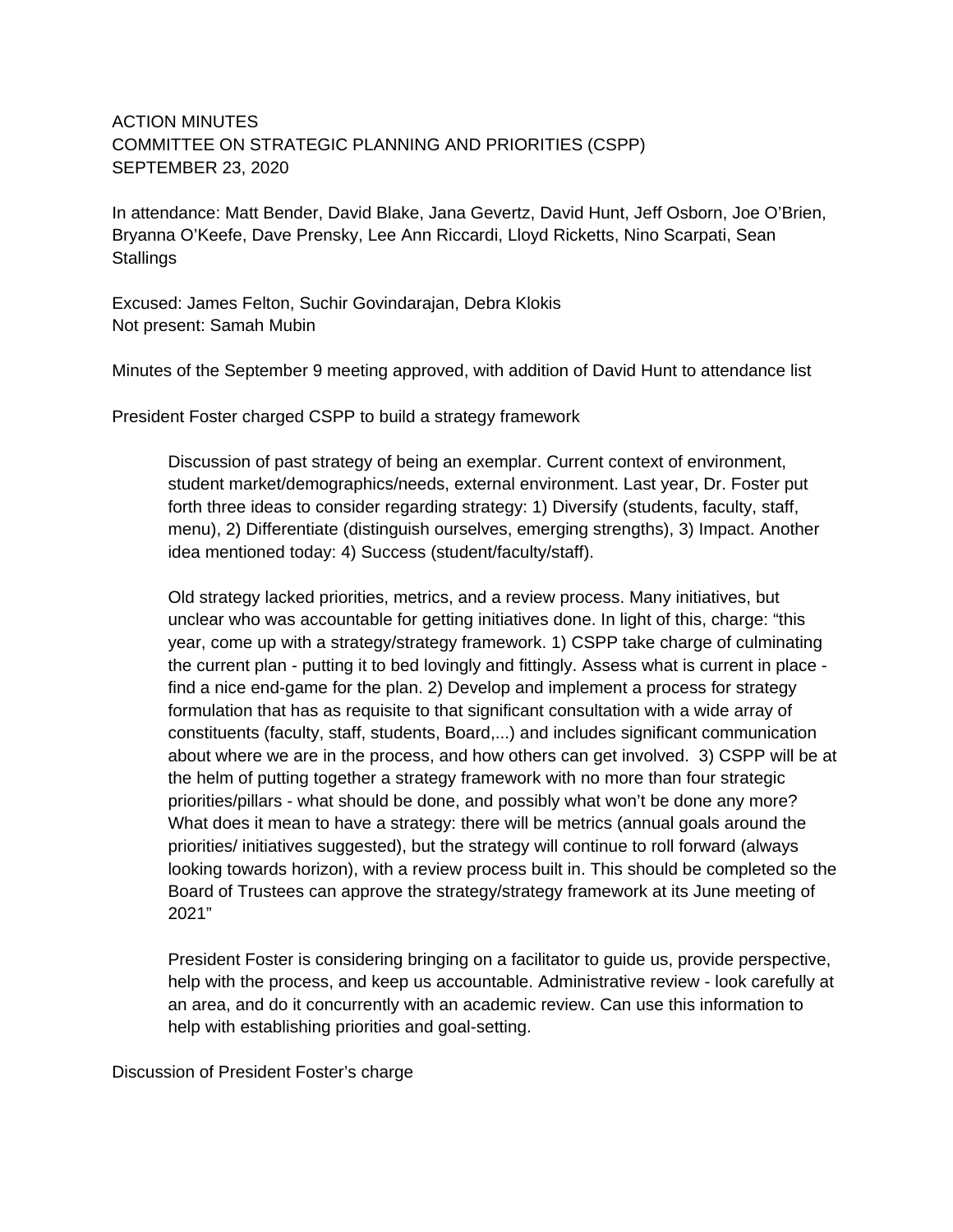ACTION MINUTES
COMMITTEE ON STRATEGIC PLANNING AND PRIORITIES (CSPP)
SEPTEMBER 23, 2020

In attendance: Matt Bender, David Blake, Jana Gevertz, David Hunt, Jeff Osborn, Joe O'Brien, Bryanna O'Keefe, Dave Prensky, Lee Ann Riccardi, Lloyd Ricketts, Nino Scarpati, Sean Stallings

Excused: James Felton, Suchir Govindarajan, Debra Klokis
Not present: Samah Mubin

Minutes of the September 9 meeting approved, with addition of David Hunt to attendance list

President Foster charged CSPP to build a strategy framework

> Discussion of past strategy of being an exemplar. Current context of environment, student market/demographics/needs, external environment. Last year, Dr. Foster put forth three ideas to consider regarding strategy: 1) Diversify (students, faculty, staff, menu), 2) Differentiate (distinguish ourselves, emerging strengths), 3) Impact. Another idea mentioned today: 4) Success (student/faculty/staff).
>
> Old strategy lacked priorities, metrics, and a review process. Many initiatives, but unclear who was accountable for getting initiatives done. In light of this, charge: "this year, come up with a strategy/strategy framework. 1) CSPP take charge of culminating the current plan - putting it to bed lovingly and fittingly. Assess what is current in place - find a nice end-game for the plan. 2) Develop and implement a process for strategy formulation that has as requisite to that significant consultation with a wide array of constituents (faculty, staff, students, Board,...) and includes significant communication about where we are in the process, and how others can get involved. 3) CSPP will be at the helm of putting together a strategy framework with no more than four strategic priorities/pillars - what should be done, and possibly what won't be done any more? What does it mean to have a strategy: there will be metrics (annual goals around the priorities/ initiatives suggested), but the strategy will continue to roll forward (always looking towards horizon), with a review process built in. This should be completed so the Board of Trustees can approve the strategy/strategy framework at its June meeting of 2021"
>
> President Foster is considering bringing on a facilitator to guide us, provide perspective, help with the process, and keep us accountable. Administrative review - look carefully at an area, and do it concurrently with an academic review. Can use this information to help with establishing priorities and goal-setting.

Discussion of President Foster's charge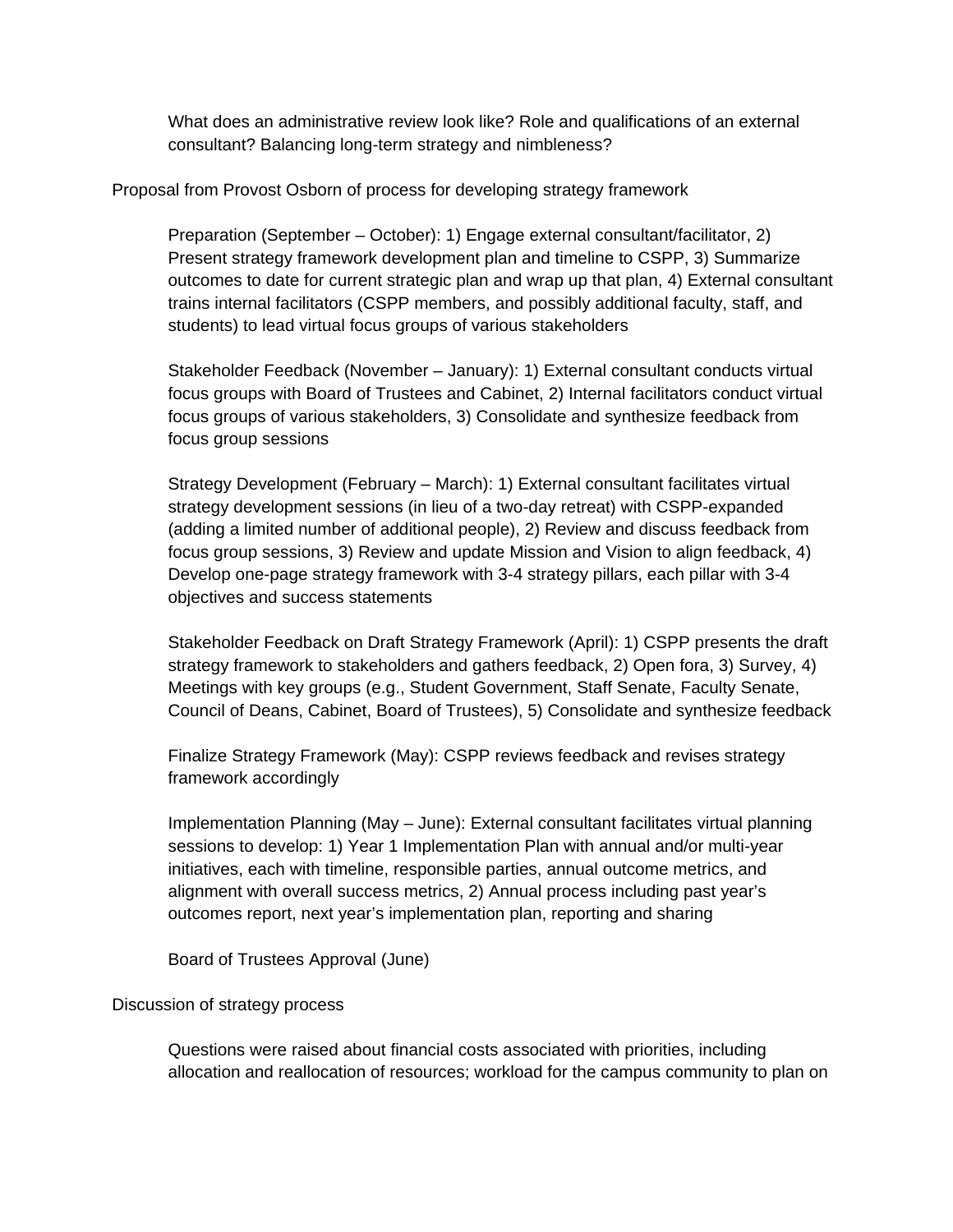What does an administrative review look like? Role and qualifications of an external consultant? Balancing long-term strategy and nimbleness?

Proposal from Provost Osborn of process for developing strategy framework

Preparation (September – October): 1) Engage external consultant/facilitator, 2) Present strategy framework development plan and timeline to CSPP, 3) Summarize outcomes to date for current strategic plan and wrap up that plan, 4) External consultant trains internal facilitators (CSPP members, and possibly additional faculty, staff, and students) to lead virtual focus groups of various stakeholders

Stakeholder Feedback (November – January): 1) External consultant conducts virtual focus groups with Board of Trustees and Cabinet, 2) Internal facilitators conduct virtual focus groups of various stakeholders, 3) Consolidate and synthesize feedback from focus group sessions

Strategy Development (February – March): 1) External consultant facilitates virtual strategy development sessions (in lieu of a two-day retreat) with CSPP-expanded (adding a limited number of additional people), 2) Review and discuss feedback from focus group sessions, 3) Review and update Mission and Vision to align feedback, 4) Develop one-page strategy framework with 3-4 strategy pillars, each pillar with 3-4 objectives and success statements

Stakeholder Feedback on Draft Strategy Framework (April): 1) CSPP presents the draft strategy framework to stakeholders and gathers feedback, 2) Open fora, 3) Survey, 4) Meetings with key groups (e.g., Student Government, Staff Senate, Faculty Senate, Council of Deans, Cabinet, Board of Trustees), 5) Consolidate and synthesize feedback

Finalize Strategy Framework (May): CSPP reviews feedback and revises strategy framework accordingly

Implementation Planning (May – June): External consultant facilitates virtual planning sessions to develop: 1) Year 1 Implementation Plan with annual and/or multi-year initiatives, each with timeline, responsible parties, annual outcome metrics, and alignment with overall success metrics, 2) Annual process including past year's outcomes report, next year's implementation plan, reporting and sharing

Board of Trustees Approval (June)

Discussion of strategy process

Questions were raised about financial costs associated with priorities, including allocation and reallocation of resources; workload for the campus community to plan on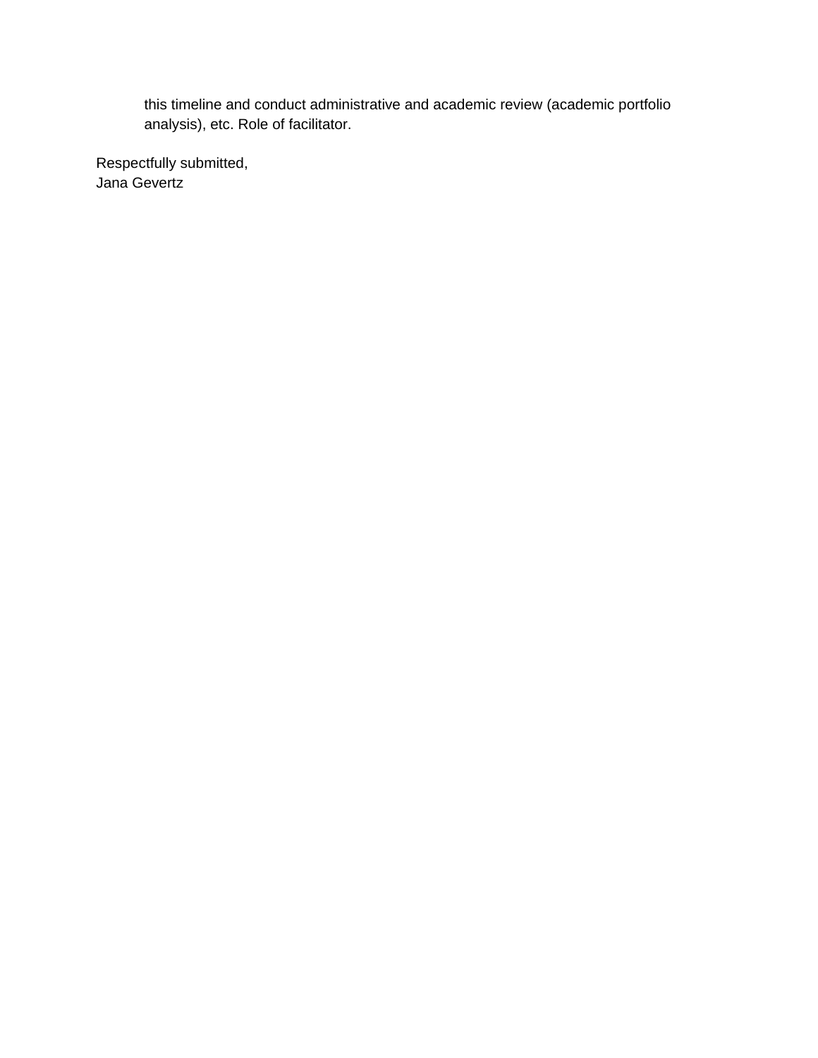this timeline and conduct administrative and academic review (academic portfolio analysis), etc. Role of facilitator.

Respectfully submitted,
Jana Gevertz